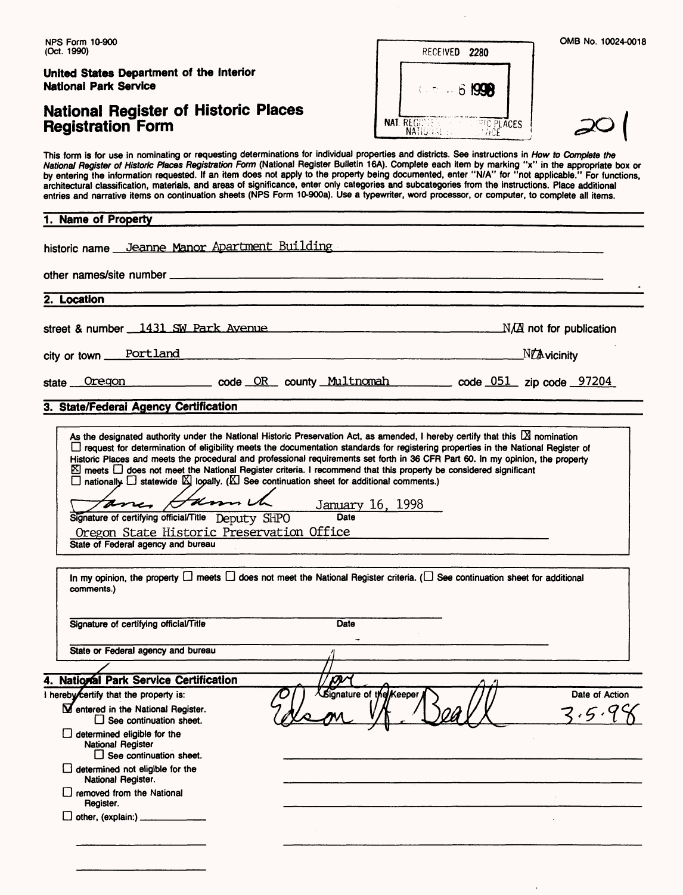NPS Form 10-900
(Oct. 1990)

OMB No. 10024-0018

**United States Department of the Interior**
**National Park Service**

RECEIVED 2280

6 1998

NAT. REGISTER OF HISTORIC PLACES
NATIONAL PARK SERVICE

201

# National Register of Historic Places Registration Form

This form is for use in nominating or requesting determinations for individual properties and districts. See instructions in *How to Complete the National Register of Historic Places Registration Form* (National Register Bulletin 16A). Complete each item by marking "x" in the appropriate box or by entering the information requested. If an item does not apply to the property being documented, enter "N/A" for "not applicable." For functions, architectural classification, materials, and areas of significance, enter only categories and subcategories from the instructions. Place additional entries and narrative items on continuation sheets (NPS Form 10-900a). Use a typewriter, word processor, or computer, to complete all items.

## 1. Name of Property

historic name Jeanne Manor Apartment Building

other names/site number

## 2. Location

street & number 1431 SW Park Avenue  N/A not for publication

city or town Portland  N/A vicinity

state Oregon code OR county Multnomah code 051 zip code 97204

## 3. State/Federal Agency Certification

As the designated authority under the National Historic Preservation Act, as amended, I hereby certify that this ☒ nomination ☐ request for determination of eligibility meets the documentation standards for registering properties in the National Register of Historic Places and meets the procedural and professional requirements set forth in 36 CFR Part 60. In my opinion, the property ☒ meets ☐ does not meet the National Register criteria. I recommend that this property be considered significant ☐ nationally ☐ statewide ☒ locally. (☒ See continuation sheet for additional comments.)

James Hamrick, January 16, 1998
Signature of certifying official/Title Deputy SHPO  Date
Oregon State Historic Preservation Office
State of Federal agency and bureau

In my opinion, the property ☐ meets ☐ does not meet the National Register criteria. (☐ See continuation sheet for additional comments.)

Signature of certifying official/Title  Date

State or Federal agency and bureau

## 4. National Park Service Certification

I hereby certify that the property is:

☒ entered in the National Register.
 ☐ See continuation sheet.
☐ determined eligible for the National Register
 ☐ See continuation sheet.
☐ determined not eligible for the National Register.
☐ removed from the National Register.
☐ other, (explain:)

Signature of the Keeper: for Edson H. Beall
Date of Action: 3.5.98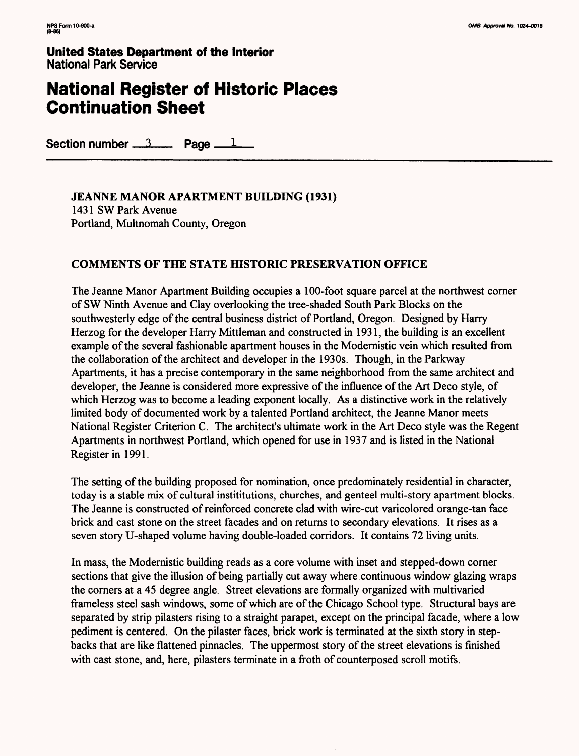**United States Department of the Interior**
National Park Service

# National Register of Historic Places Continuation Sheet

Section number 3 Page 1

**JEANNE MANOR APARTMENT BUILDING (1931)**
1431 SW Park Avenue
Portland, Multnomah County, Oregon

**COMMENTS OF THE STATE HISTORIC PRESERVATION OFFICE**

The Jeanne Manor Apartment Building occupies a 100-foot square parcel at the northwest corner of SW Ninth Avenue and Clay overlooking the tree-shaded South Park Blocks on the southwesterly edge of the central business district of Portland, Oregon. Designed by Harry Herzog for the developer Harry Mittleman and constructed in 1931, the building is an excellent example of the several fashionable apartment houses in the Modernistic vein which resulted from the collaboration of the architect and developer in the 1930s. Though, in the Parkway Apartments, it has a precise contemporary in the same neighborhood from the same architect and developer, the Jeanne is considered more expressive of the influence of the Art Deco style, of which Herzog was to become a leading exponent locally. As a distinctive work in the relatively limited body of documented work by a talented Portland architect, the Jeanne Manor meets National Register Criterion C. The architect's ultimate work in the Art Deco style was the Regent Apartments in northwest Portland, which opened for use in 1937 and is listed in the National Register in 1991.

The setting of the building proposed for nomination, once predominately residential in character, today is a stable mix of cultural instititutions, churches, and genteel multi-story apartment blocks. The Jeanne is constructed of reinforced concrete clad with wire-cut varicolored orange-tan face brick and cast stone on the street facades and on returns to secondary elevations. It rises as a seven story U-shaped volume having double-loaded corridors. It contains 72 living units.

In mass, the Modernistic building reads as a core volume with inset and stepped-down corner sections that give the illusion of being partially cut away where continuous window glazing wraps the corners at a 45 degree angle. Street elevations are formally organized with multivaried frameless steel sash windows, some of which are of the Chicago School type. Structural bays are separated by strip pilasters rising to a straight parapet, except on the principal facade, where a low pediment is centered. On the pilaster faces, brick work is terminated at the sixth story in step-backs that are like flattened pinnacles. The uppermost story of the street elevations is finished with cast stone, and, here, pilasters terminate in a froth of counterposed scroll motifs.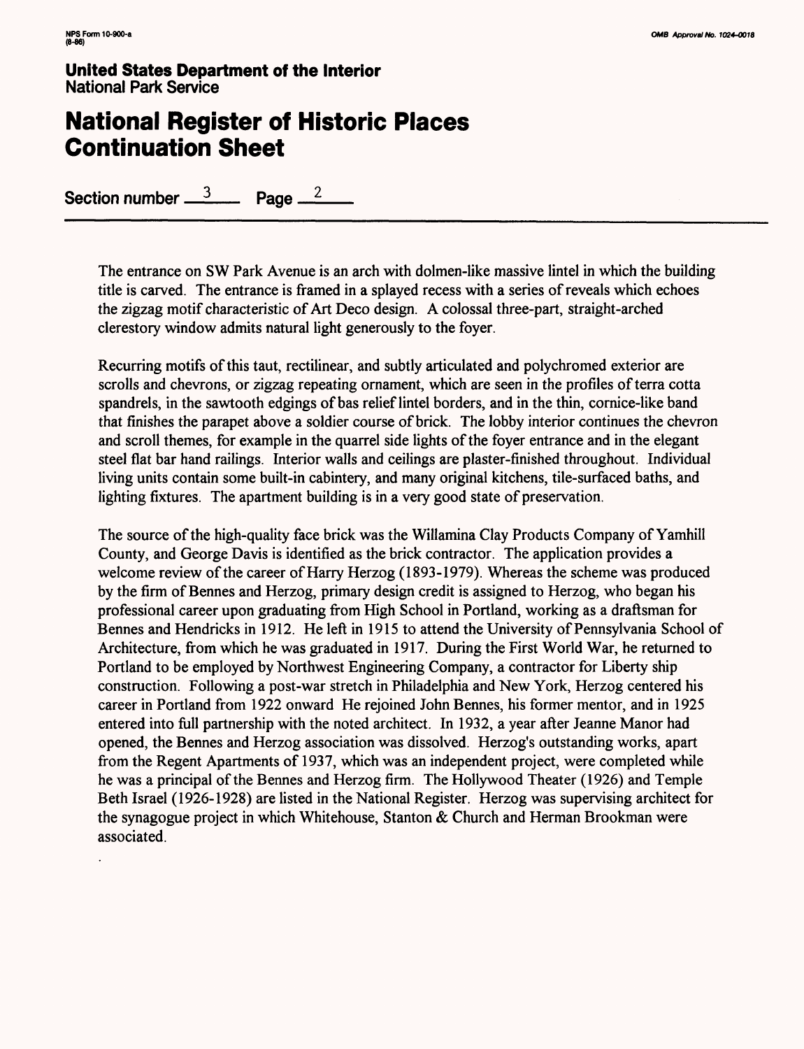**United States Department of the Interior**
National Park Service

# National Register of Historic Places Continuation Sheet

Section number 3 Page 2

The entrance on SW Park Avenue is an arch with dolmen-like massive lintel in which the building title is carved. The entrance is framed in a splayed recess with a series of reveals which echoes the zigzag motif characteristic of Art Deco design. A colossal three-part, straight-arched clerestory window admits natural light generously to the foyer.

Recurring motifs of this taut, rectilinear, and subtly articulated and polychromed exterior are scrolls and chevrons, or zigzag repeating ornament, which are seen in the profiles of terra cotta spandrels, in the sawtooth edgings of bas relief lintel borders, and in the thin, cornice-like band that finishes the parapet above a soldier course of brick. The lobby interior continues the chevron and scroll themes, for example in the quarrel side lights of the foyer entrance and in the elegant steel flat bar hand railings. Interior walls and ceilings are plaster-finished throughout. Individual living units contain some built-in cabintery, and many original kitchens, tile-surfaced baths, and lighting fixtures. The apartment building is in a very good state of preservation.

The source of the high-quality face brick was the Willamina Clay Products Company of Yamhill County, and George Davis is identified as the brick contractor. The application provides a welcome review of the career of Harry Herzog (1893-1979). Whereas the scheme was produced by the firm of Bennes and Herzog, primary design credit is assigned to Herzog, who began his professional career upon graduating from High School in Portland, working as a draftsman for Bennes and Hendricks in 1912. He left in 1915 to attend the University of Pennsylvania School of Architecture, from which he was graduated in 1917. During the First World War, he returned to Portland to be employed by Northwest Engineering Company, a contractor for Liberty ship construction. Following a post-war stretch in Philadelphia and New York, Herzog centered his career in Portland from 1922 onward He rejoined John Bennes, his former mentor, and in 1925 entered into full partnership with the noted architect. In 1932, a year after Jeanne Manor had opened, the Bennes and Herzog association was dissolved. Herzog's outstanding works, apart from the Regent Apartments of 1937, which was an independent project, were completed while he was a principal of the Bennes and Herzog firm. The Hollywood Theater (1926) and Temple Beth Israel (1926-1928) are listed in the National Register. Herzog was supervising architect for the synagogue project in which Whitehouse, Stanton & Church and Herman Brookman were associated.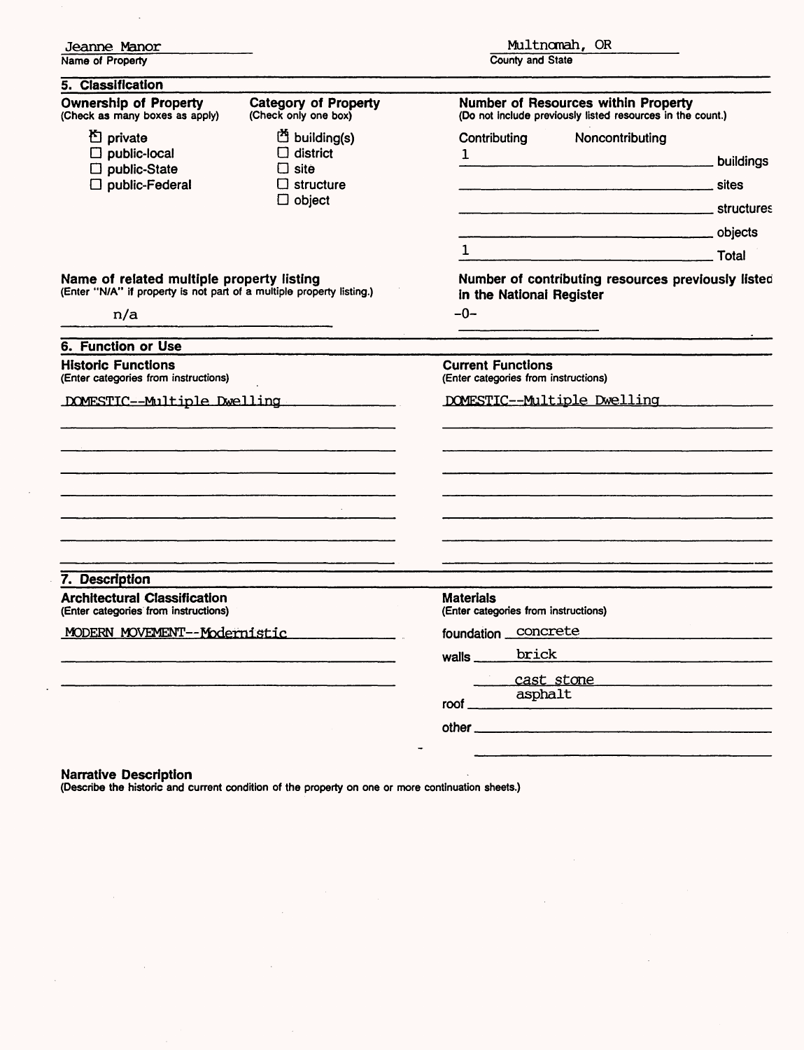Jeanne Manor
Name of Property

Multnomah, OR
County and State

## 5. Classification

**Ownership of Property**
(Check as many boxes as apply)

- ☒ private
- ☐ public-local
- ☐ public-State
- ☐ public-Federal

**Category of Property**
(Check only one box)

- ☒ building(s)
- ☐ district
- ☐ site
- ☐ structure
- ☐ object

**Number of Resources within Property**
(Do not include previously listed resources in the count.)

| Contributing | Noncontributing | |
|---|---|---|
| 1 | | buildings |
| | | sites |
| | | structures |
| | | objects |
| 1 | | Total |

**Name of related multiple property listing**
(Enter "N/A" if property is not part of a multiple property listing.)

n/a

**Number of contributing resources previously listed in the National Register**

-0-

## 6. Function or Use

**Historic Functions**
(Enter categories from instructions)

DOMESTIC--Multiple Dwelling

**Current Functions**
(Enter categories from instructions)

DOMESTIC--Multiple Dwelling

## 7. Description

**Architectural Classification**
(Enter categories from instructions)

MODERN MOVEMENT--Modernistic

**Materials**
(Enter categories from instructions)

foundation concrete

walls brick

cast stone

roof asphalt

other

**Narrative Description**
(Describe the historic and current condition of the property on one or more continuation sheets.)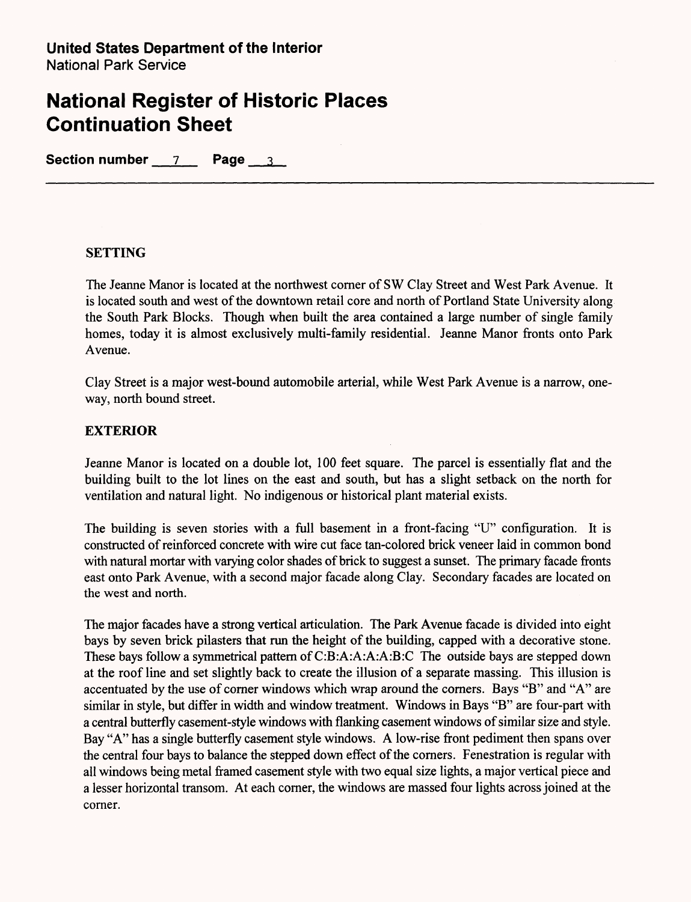## SETTING

The Jeanne Manor is located at the northwest corner of SW Clay Street and West Park Avenue. It is located south and west of the downtown retail core and north of Portland State University along the South Park Blocks. Though when built the area contained a large number of single family homes, today it is almost exclusively multi-family residential. Jeanne Manor fronts onto Park Avenue.

Clay Street is a major west-bound automobile arterial, while West Park Avenue is a narrow, one-way, north bound street.

## EXTERIOR

Jeanne Manor is located on a double lot, 100 feet square. The parcel is essentially flat and the building built to the lot lines on the east and south, but has a slight setback on the north for ventilation and natural light. No indigenous or historical plant material exists.

The building is seven stories with a full basement in a front-facing "U" configuration. It is constructed of reinforced concrete with wire cut face tan-colored brick veneer laid in common bond with natural mortar with varying color shades of brick to suggest a sunset. The primary facade fronts east onto Park Avenue, with a second major facade along Clay. Secondary facades are located on the west and north.

The major facades have a strong vertical articulation. The Park Avenue facade is divided into eight bays by seven brick pilasters that run the height of the building, capped with a decorative stone. These bays follow a symmetrical pattern of C:B:A:A:A:A:B:C The outside bays are stepped down at the roof line and set slightly back to create the illusion of a separate massing. This illusion is accentuated by the use of corner windows which wrap around the corners. Bays "B" and "A" are similar in style, but differ in width and window treatment. Windows in Bays "B" are four-part with a central butterfly casement-style windows with flanking casement windows of similar size and style. Bay "A" has a single butterfly casement style windows. A low-rise front pediment then spans over the central four bays to balance the stepped down effect of the corners. Fenestration is regular with all windows being metal framed casement style with two equal size lights, a major vertical piece and a lesser horizontal transom. At each corner, the windows are massed four lights across joined at the corner.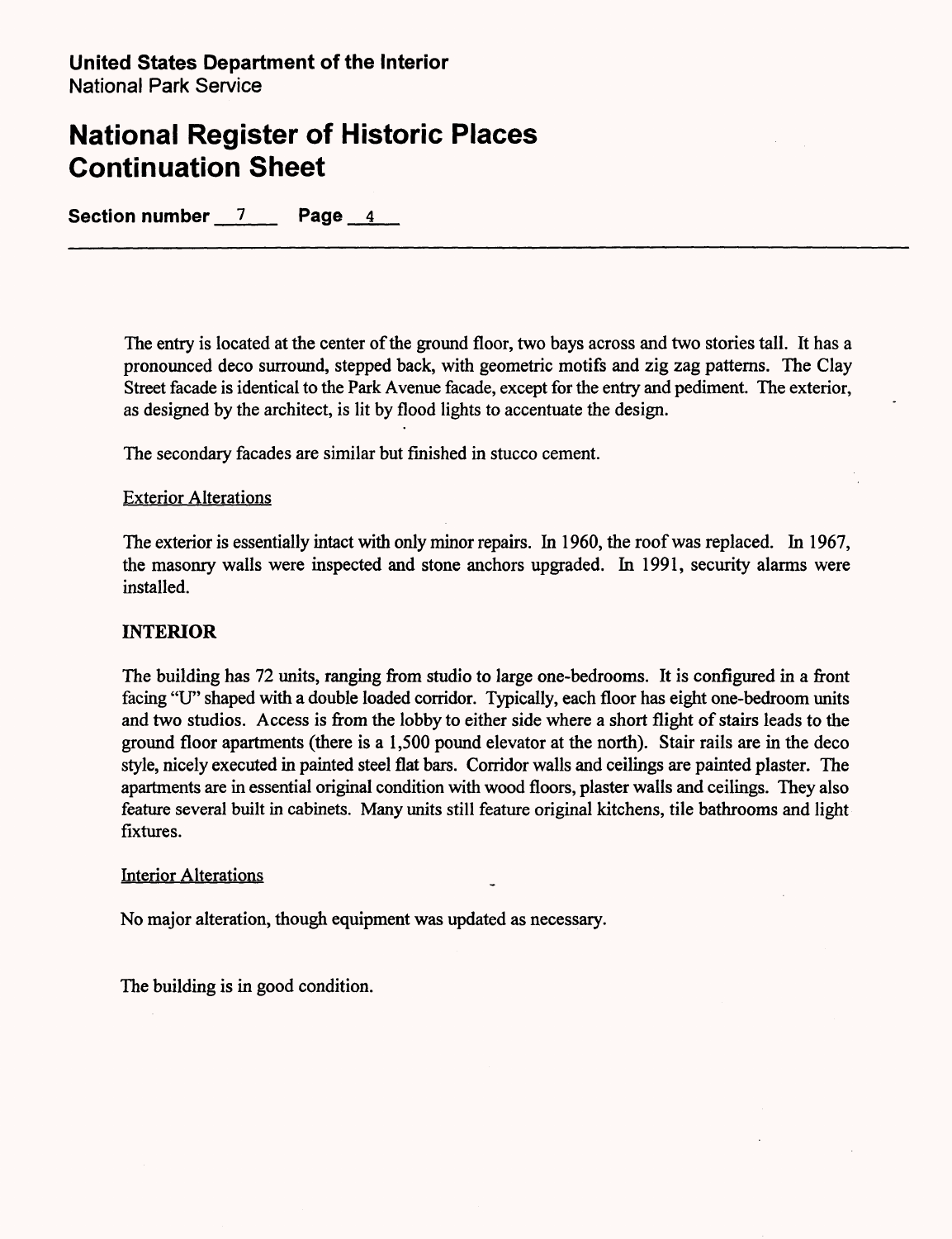The entry is located at the center of the ground floor, two bays across and two stories tall. It has a pronounced deco surround, stepped back, with geometric motifs and zig zag patterns. The Clay Street facade is identical to the Park Avenue facade, except for the entry and pediment. The exterior, as designed by the architect, is lit by flood lights to accentuate the design.

The secondary facades are similar but finished in stucco cement.

Exterior Alterations

The exterior is essentially intact with only minor repairs. In 1960, the roof was replaced. In 1967, the masonry walls were inspected and stone anchors upgraded. In 1991, security alarms were installed.

## INTERIOR

The building has 72 units, ranging from studio to large one-bedrooms. It is configured in a front facing "U" shaped with a double loaded corridor. Typically, each floor has eight one-bedroom units and two studios. Access is from the lobby to either side where a short flight of stairs leads to the ground floor apartments (there is a 1,500 pound elevator at the north). Stair rails are in the deco style, nicely executed in painted steel flat bars. Corridor walls and ceilings are painted plaster. The apartments are in essential original condition with wood floors, plaster walls and ceilings. They also feature several built in cabinets. Many units still feature original kitchens, tile bathrooms and light fixtures.

Interior Alterations

No major alteration, though equipment was updated as necessary.

The building is in good condition.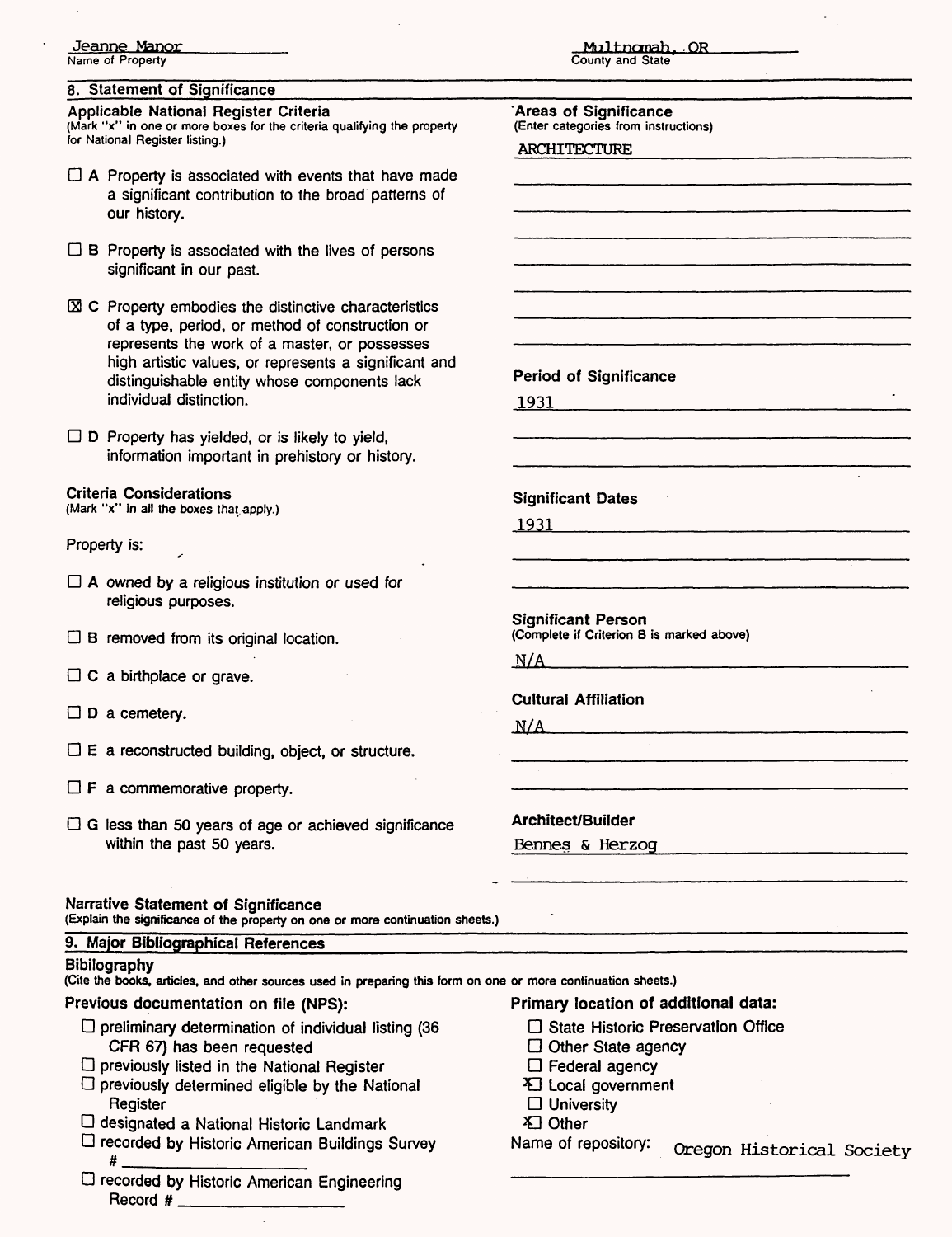Jeanne Manor
Name of Property

Multnomah, OR
County and State

## 8. Statement of Significance

### Applicable National Register Criteria
(Mark "x" in one or more boxes for the criteria qualifying the property for National Register listing.)

- ☐ A Property is associated with events that have made a significant contribution to the broad patterns of our history.
- ☐ B Property is associated with the lives of persons significant in our past.
- ☒ C Property embodies the distinctive characteristics of a type, period, or method of construction or represents the work of a master, or possesses high artistic values, or represents a significant and distinguishable entity whose components lack individual distinction.
- ☐ D Property has yielded, or is likely to yield, information important in prehistory or history.

### Criteria Considerations
(Mark "x" in all the boxes that apply.)

Property is:

- ☐ A owned by a religious institution or used for religious purposes.
- ☐ B removed from its original location.
- ☐ C a birthplace or grave.
- ☐ D a cemetery.
- ☐ E a reconstructed building, object, or structure.
- ☐ F a commemorative property.
- ☐ G less than 50 years of age or achieved significance within the past 50 years.

### Areas of Significance
(Enter categories from instructions)

ARCHITECTURE

### Period of Significance

1931

### Significant Dates

1931

### Significant Person
(Complete if Criterion B is marked above)

N/A

### Cultural Affiliation

N/A

### Architect/Builder

Bennes & Herzog

### Narrative Statement of Significance
(Explain the significance of the property on one or more continuation sheets.)

## 9. Major Bibliographical References

### Bibilography
(Cite the books, articles, and other sources used in preparing this form on one or more continuation sheets.)

### Previous documentation on file (NPS):

- ☐ preliminary determination of individual listing (36 CFR 67) has been requested
- ☐ previously listed in the National Register
- ☐ previously determined eligible by the National Register
- ☐ designated a National Historic Landmark
- ☐ recorded by Historic American Buildings Survey # ____________
- ☐ recorded by Historic American Engineering Record # ____________

### Primary location of additional data:

- ☐ State Historic Preservation Office
- ☐ Other State agency
- ☐ Federal agency
- ☒ Local government
- ☐ University
- ☒ Other

Name of repository: Oregon Historical Society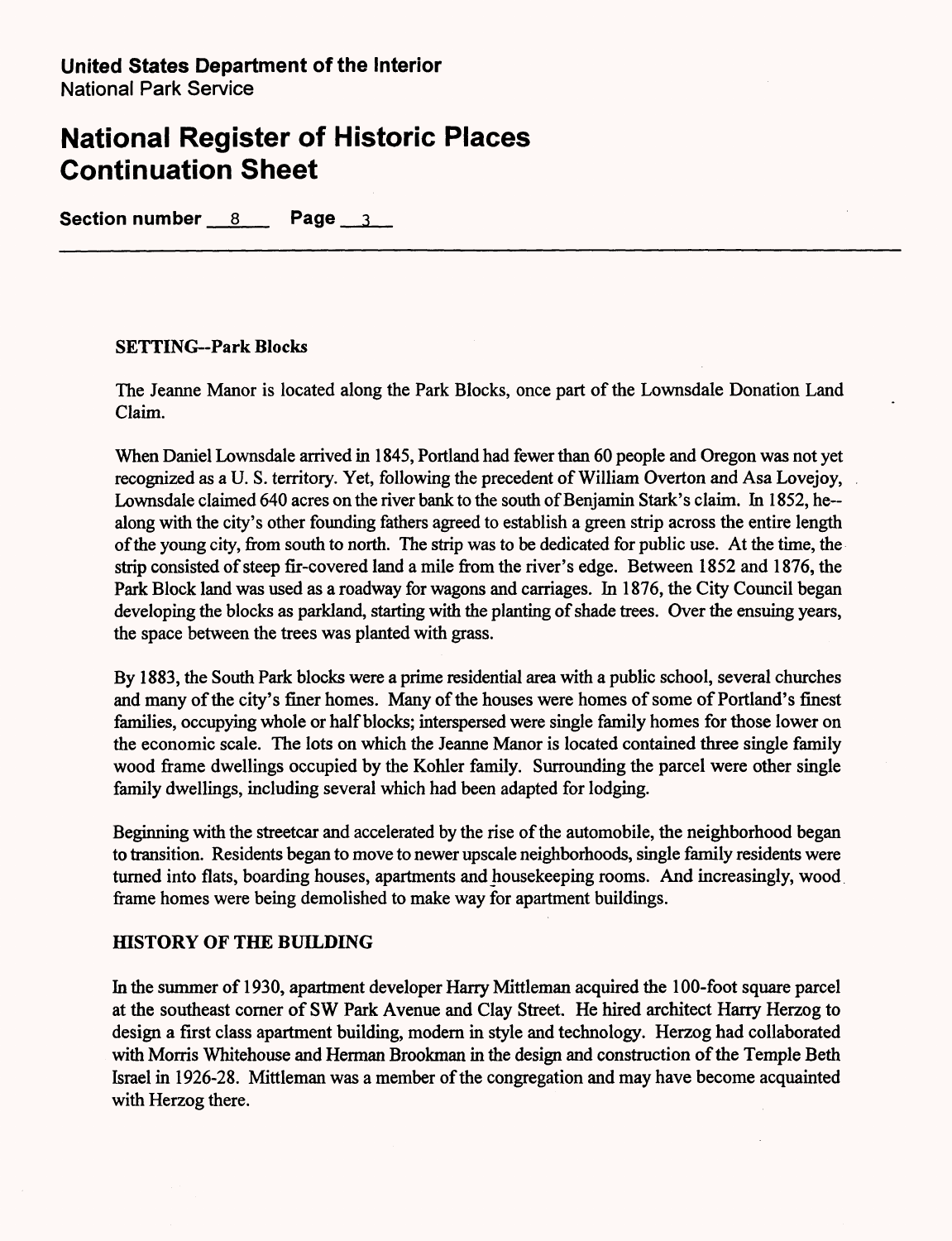**United States Department of the Interior**
National Park Service

# National Register of Historic Places Continuation Sheet

**Section number** 8 **Page** 3

---

### SETTING--Park Blocks

The Jeanne Manor is located along the Park Blocks, once part of the Lownsdale Donation Land Claim.

When Daniel Lownsdale arrived in 1845, Portland had fewer than 60 people and Oregon was not yet recognized as a U. S. territory. Yet, following the precedent of William Overton and Asa Lovejoy, Lownsdale claimed 640 acres on the river bank to the south of Benjamin Stark's claim. In 1852, he--along with the city's other founding fathers agreed to establish a green strip across the entire length of the young city, from south to north. The strip was to be dedicated for public use. At the time, the strip consisted of steep fir-covered land a mile from the river's edge. Between 1852 and 1876, the Park Block land was used as a roadway for wagons and carriages. In 1876, the City Council began developing the blocks as parkland, starting with the planting of shade trees. Over the ensuing years, the space between the trees was planted with grass.

By 1883, the South Park blocks were a prime residential area with a public school, several churches and many of the city's finer homes. Many of the houses were homes of some of Portland's finest families, occupying whole or half blocks; interspersed were single family homes for those lower on the economic scale. The lots on which the Jeanne Manor is located contained three single family wood frame dwellings occupied by the Kohler family. Surrounding the parcel were other single family dwellings, including several which had been adapted for lodging.

Beginning with the streetcar and accelerated by the rise of the automobile, the neighborhood began to transition. Residents began to move to newer upscale neighborhoods, single family residents were turned into flats, boarding houses, apartments and housekeeping rooms. And increasingly, wood frame homes were being demolished to make way for apartment buildings.

### HISTORY OF THE BUILDING

In the summer of 1930, apartment developer Harry Mittleman acquired the 100-foot square parcel at the southeast corner of SW Park Avenue and Clay Street. He hired architect Harry Herzog to design a first class apartment building, modern in style and technology. Herzog had collaborated with Morris Whitehouse and Herman Brookman in the design and construction of the Temple Beth Israel in 1926-28. Mittleman was a member of the congregation and may have become acquainted with Herzog there.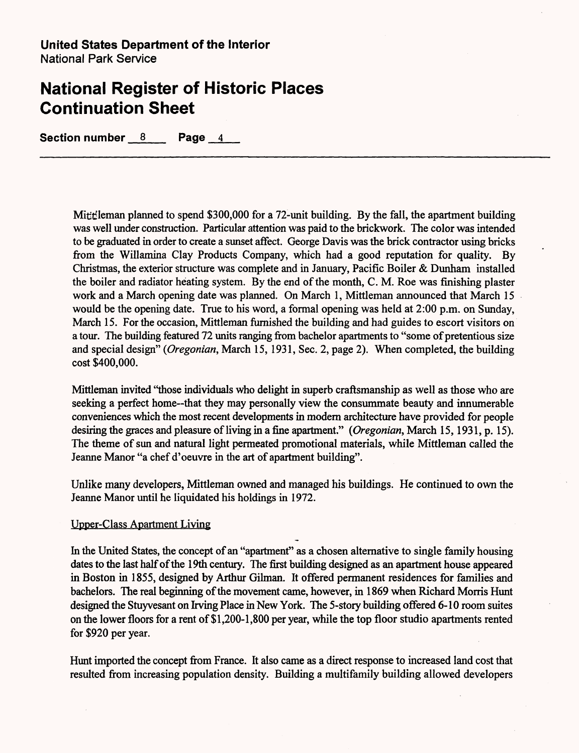**United States Department of the Interior**
National Park Service

# National Register of Historic Places Continuation Sheet

**Section number** 8 **Page** 4

Mittleman planned to spend $300,000 for a 72-unit building. By the fall, the apartment building was well under construction. Particular attention was paid to the brickwork. The color was intended to be graduated in order to create a sunset affect. George Davis was the brick contractor using bricks from the Willamina Clay Products Company, which had a good reputation for quality. By Christmas, the exterior structure was complete and in January, Pacific Boiler & Dunham installed the boiler and radiator heating system. By the end of the month, C. M. Roe was finishing plaster work and a March opening date was planned. On March 1, Mittleman announced that March 15 would be the opening date. True to his word, a formal opening was held at 2:00 p.m. on Sunday, March 15. For the occasion, Mittleman furnished the building and had guides to escort visitors on a tour. The building featured 72 units ranging from bachelor apartments to "some of pretentious size and special design" (*Oregonian*, March 15, 1931, Sec. 2, page 2). When completed, the building cost $400,000.

Mittleman invited "those individuals who delight in superb craftsmanship as well as those who are seeking a perfect home--that they may personally view the consummate beauty and innumerable conveniences which the most recent developments in modern architecture have provided for people desiring the graces and pleasure of living in a fine apartment." (*Oregonian*, March 15, 1931, p. 15). The theme of sun and natural light permeated promotional materials, while Mittleman called the Jeanne Manor "a chef d'oeuvre in the art of apartment building".

Unlike many developers, Mittleman owned and managed his buildings. He continued to own the Jeanne Manor until he liquidated his holdings in 1972.

Upper-Class Apartment Living

In the United States, the concept of an "apartment" as a chosen alternative to single family housing dates to the last half of the 19th century. The first building designed as an apartment house appeared in Boston in 1855, designed by Arthur Gilman. It offered permanent residences for families and bachelors. The real beginning of the movement came, however, in 1869 when Richard Morris Hunt designed the Stuyvesant on Irving Place in New York. The 5-story building offered 6-10 room suites on the lower floors for a rent of $1,200-1,800 per year, while the top floor studio apartments rented for $920 per year.

Hunt imported the concept from France. It also came as a direct response to increased land cost that resulted from increasing population density. Building a multifamily building allowed developers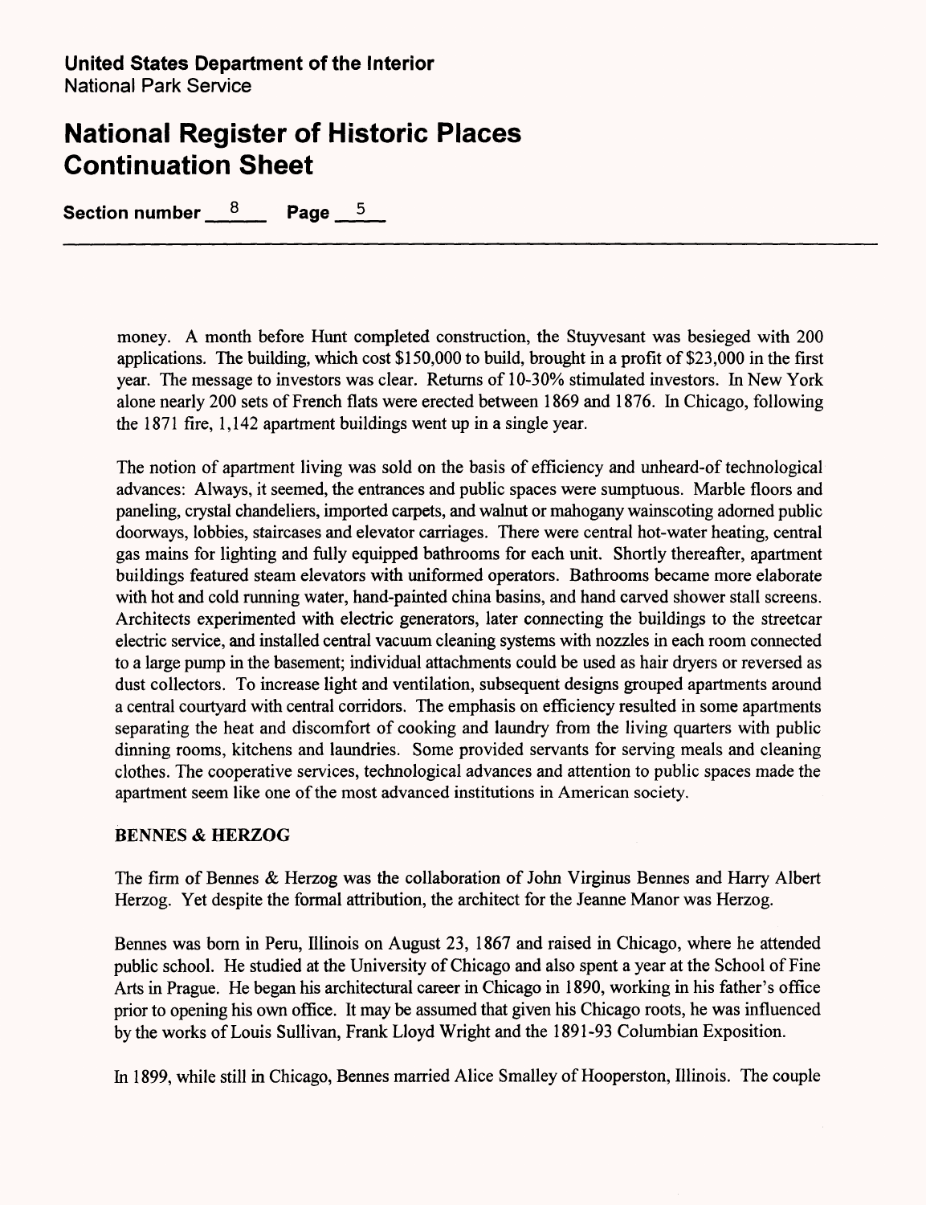money. A month before Hunt completed construction, the Stuyvesant was besieged with 200 applications. The building, which cost $150,000 to build, brought in a profit of $23,000 in the first year. The message to investors was clear. Returns of 10-30% stimulated investors. In New York alone nearly 200 sets of French flats were erected between 1869 and 1876. In Chicago, following the 1871 fire, 1,142 apartment buildings went up in a single year.

The notion of apartment living was sold on the basis of efficiency and unheard-of technological advances: Always, it seemed, the entrances and public spaces were sumptuous. Marble floors and paneling, crystal chandeliers, imported carpets, and walnut or mahogany wainscoting adorned public doorways, lobbies, staircases and elevator carriages. There were central hot-water heating, central gas mains for lighting and fully equipped bathrooms for each unit. Shortly thereafter, apartment buildings featured steam elevators with uniformed operators. Bathrooms became more elaborate with hot and cold running water, hand-painted china basins, and hand carved shower stall screens. Architects experimented with electric generators, later connecting the buildings to the streetcar electric service, and installed central vacuum cleaning systems with nozzles in each room connected to a large pump in the basement; individual attachments could be used as hair dryers or reversed as dust collectors. To increase light and ventilation, subsequent designs grouped apartments around a central courtyard with central corridors. The emphasis on efficiency resulted in some apartments separating the heat and discomfort of cooking and laundry from the living quarters with public dinning rooms, kitchens and laundries. Some provided servants for serving meals and cleaning clothes. The cooperative services, technological advances and attention to public spaces made the apartment seem like one of the most advanced institutions in American society.

**BENNES & HERZOG**

The firm of Bennes & Herzog was the collaboration of John Virginus Bennes and Harry Albert Herzog. Yet despite the formal attribution, the architect for the Jeanne Manor was Herzog.

Bennes was born in Peru, Illinois on August 23, 1867 and raised in Chicago, where he attended public school. He studied at the University of Chicago and also spent a year at the School of Fine Arts in Prague. He began his architectural career in Chicago in 1890, working in his father's office prior to opening his own office. It may be assumed that given his Chicago roots, he was influenced by the works of Louis Sullivan, Frank Lloyd Wright and the 1891-93 Columbian Exposition.

In 1899, while still in Chicago, Bennes married Alice Smalley of Hooperston, Illinois. The couple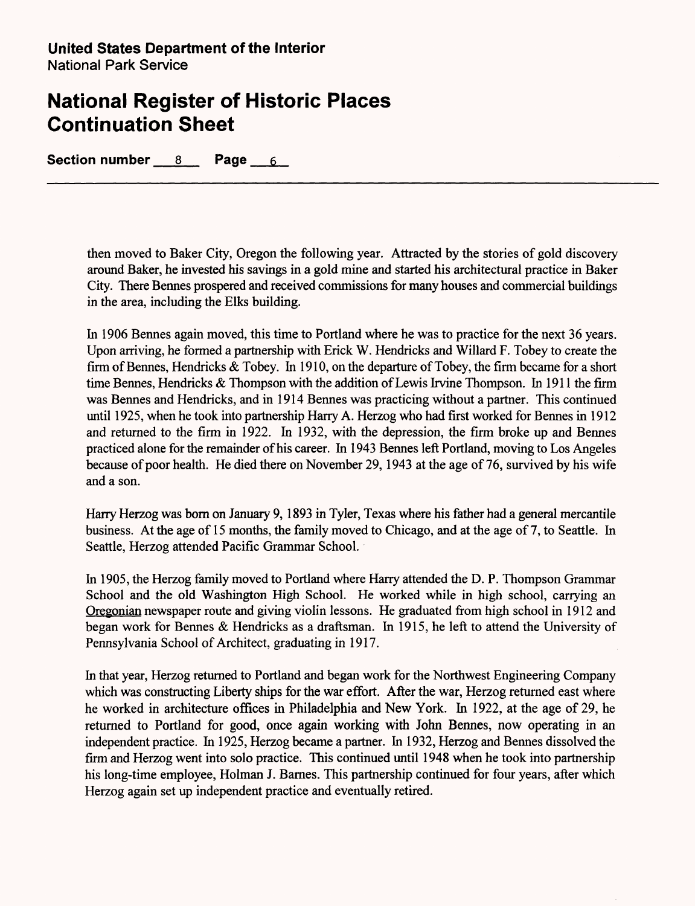then moved to Baker City, Oregon the following year. Attracted by the stories of gold discovery around Baker, he invested his savings in a gold mine and started his architectural practice in Baker City. There Bennes prospered and received commissions for many houses and commercial buildings in the area, including the Elks building.

In 1906 Bennes again moved, this time to Portland where he was to practice for the next 36 years. Upon arriving, he formed a partnership with Erick W. Hendricks and Willard F. Tobey to create the firm of Bennes, Hendricks & Tobey. In 1910, on the departure of Tobey, the firm became for a short time Bennes, Hendricks & Thompson with the addition of Lewis Irvine Thompson. In 1911 the firm was Bennes and Hendricks, and in 1914 Bennes was practicing without a partner. This continued until 1925, when he took into partnership Harry A. Herzog who had first worked for Bennes in 1912 and returned to the firm in 1922. In 1932, with the depression, the firm broke up and Bennes practiced alone for the remainder of his career. In 1943 Bennes left Portland, moving to Los Angeles because of poor health. He died there on November 29, 1943 at the age of 76, survived by his wife and a son.

Harry Herzog was born on January 9, 1893 in Tyler, Texas where his father had a general mercantile business. At the age of 15 months, the family moved to Chicago, and at the age of 7, to Seattle. In Seattle, Herzog attended Pacific Grammar School.

In 1905, the Herzog family moved to Portland where Harry attended the D. P. Thompson Grammar School and the old Washington High School. He worked while in high school, carrying an Oregonian newspaper route and giving violin lessons. He graduated from high school in 1912 and began work for Bennes & Hendricks as a draftsman. In 1915, he left to attend the University of Pennsylvania School of Architect, graduating in 1917.

In that year, Herzog returned to Portland and began work for the Northwest Engineering Company which was constructing Liberty ships for the war effort. After the war, Herzog returned east where he worked in architecture offices in Philadelphia and New York. In 1922, at the age of 29, he returned to Portland for good, once again working with John Bennes, now operating in an independent practice. In 1925, Herzog became a partner. In 1932, Herzog and Bennes dissolved the firm and Herzog went into solo practice. This continued until 1948 when he took into partnership his long-time employee, Holman J. Barnes. This partnership continued for four years, after which Herzog again set up independent practice and eventually retired.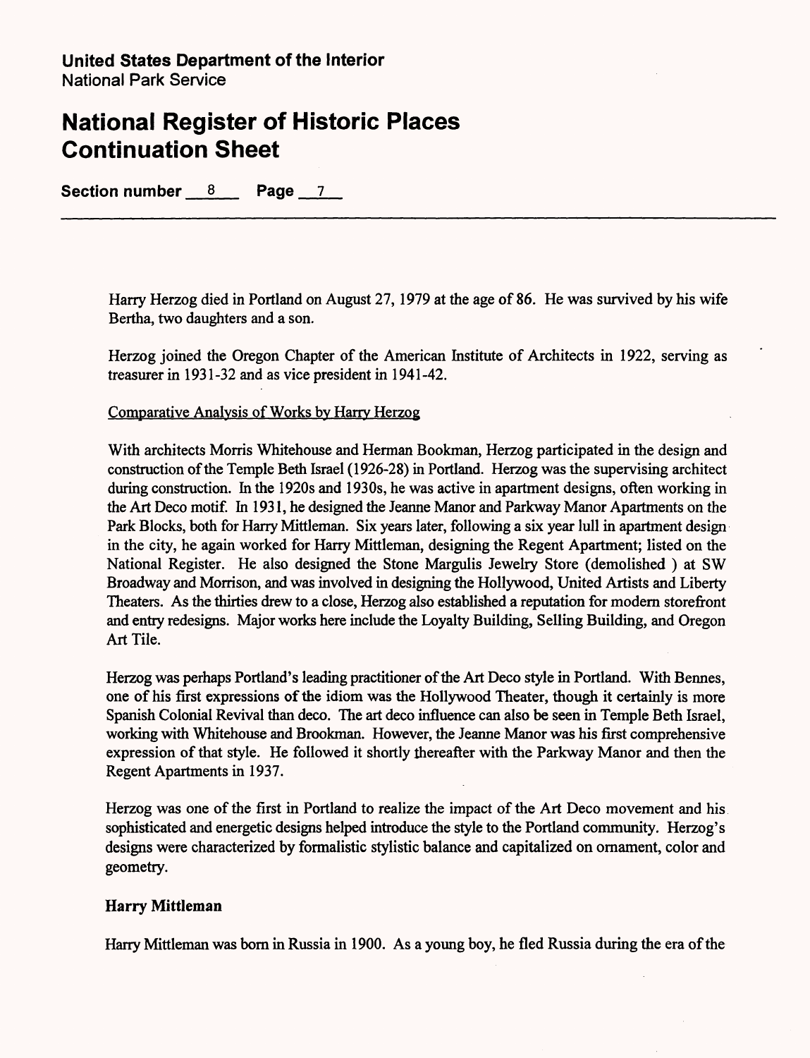Harry Herzog died in Portland on August 27, 1979 at the age of 86. He was survived by his wife Bertha, two daughters and a son.

Herzog joined the Oregon Chapter of the American Institute of Architects in 1922, serving as treasurer in 1931-32 and as vice president in 1941-42.

Comparative Analysis of Works by Harry Herzog

With architects Morris Whitehouse and Herman Bookman, Herzog participated in the design and construction of the Temple Beth Israel (1926-28) in Portland. Herzog was the supervising architect during construction. In the 1920s and 1930s, he was active in apartment designs, often working in the Art Deco motif. In 1931, he designed the Jeanne Manor and Parkway Manor Apartments on the Park Blocks, both for Harry Mittleman. Six years later, following a six year lull in apartment design in the city, he again worked for Harry Mittleman, designing the Regent Apartment; listed on the National Register. He also designed the Stone Margulis Jewelry Store (demolished ) at SW Broadway and Morrison, and was involved in designing the Hollywood, United Artists and Liberty Theaters. As the thirties drew to a close, Herzog also established a reputation for modern storefront and entry redesigns. Major works here include the Loyalty Building, Selling Building, and Oregon Art Tile.

Herzog was perhaps Portland's leading practitioner of the Art Deco style in Portland. With Bennes, one of his first expressions of the idiom was the Hollywood Theater, though it certainly is more Spanish Colonial Revival than deco. The art deco influence can also be seen in Temple Beth Israel, working with Whitehouse and Brookman. However, the Jeanne Manor was his first comprehensive expression of that style. He followed it shortly thereafter with the Parkway Manor and then the Regent Apartments in 1937.

Herzog was one of the first in Portland to realize the impact of the Art Deco movement and his sophisticated and energetic designs helped introduce the style to the Portland community. Herzog's designs were characterized by formalistic stylistic balance and capitalized on ornament, color and geometry.

**Harry Mittleman**

Harry Mittleman was born in Russia in 1900. As a young boy, he fled Russia during the era of the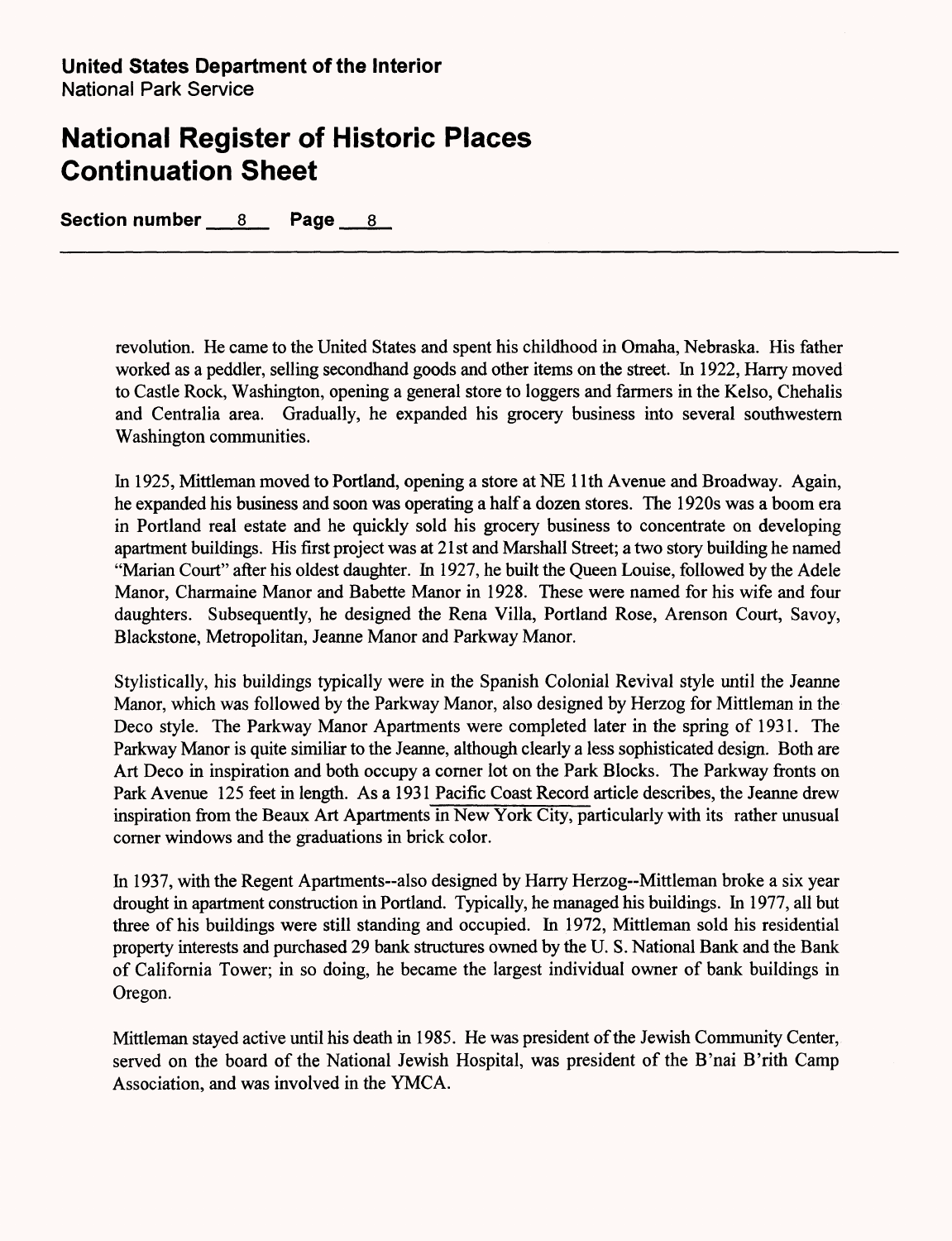revolution. He came to the United States and spent his childhood in Omaha, Nebraska. His father worked as a peddler, selling secondhand goods and other items on the street. In 1922, Harry moved to Castle Rock, Washington, opening a general store to loggers and farmers in the Kelso, Chehalis and Centralia area. Gradually, he expanded his grocery business into several southwestern Washington communities.

In 1925, Mittleman moved to Portland, opening a store at NE 11th Avenue and Broadway. Again, he expanded his business and soon was operating a half a dozen stores. The 1920s was a boom era in Portland real estate and he quickly sold his grocery business to concentrate on developing apartment buildings. His first project was at 21st and Marshall Street; a two story building he named "Marian Court" after his oldest daughter. In 1927, he built the Queen Louise, followed by the Adele Manor, Charmaine Manor and Babette Manor in 1928. These were named for his wife and four daughters. Subsequently, he designed the Rena Villa, Portland Rose, Arenson Court, Savoy, Blackstone, Metropolitan, Jeanne Manor and Parkway Manor.

Stylistically, his buildings typically were in the Spanish Colonial Revival style until the Jeanne Manor, which was followed by the Parkway Manor, also designed by Herzog for Mittleman in the Deco style. The Parkway Manor Apartments were completed later in the spring of 1931. The Parkway Manor is quite similiar to the Jeanne, although clearly a less sophisticated design. Both are Art Deco in inspiration and both occupy a corner lot on the Park Blocks. The Parkway fronts on Park Avenue 125 feet in length. As a 1931 Pacific Coast Record article describes, the Jeanne drew inspiration from the Beaux Art Apartments in New York City, particularly with its rather unusual corner windows and the graduations in brick color.

In 1937, with the Regent Apartments--also designed by Harry Herzog--Mittleman broke a six year drought in apartment construction in Portland. Typically, he managed his buildings. In 1977, all but three of his buildings were still standing and occupied. In 1972, Mittleman sold his residential property interests and purchased 29 bank structures owned by the U. S. National Bank and the Bank of California Tower; in so doing, he became the largest individual owner of bank buildings in Oregon.

Mittleman stayed active until his death in 1985. He was president of the Jewish Community Center, served on the board of the National Jewish Hospital, was president of the B'nai B'rith Camp Association, and was involved in the YMCA.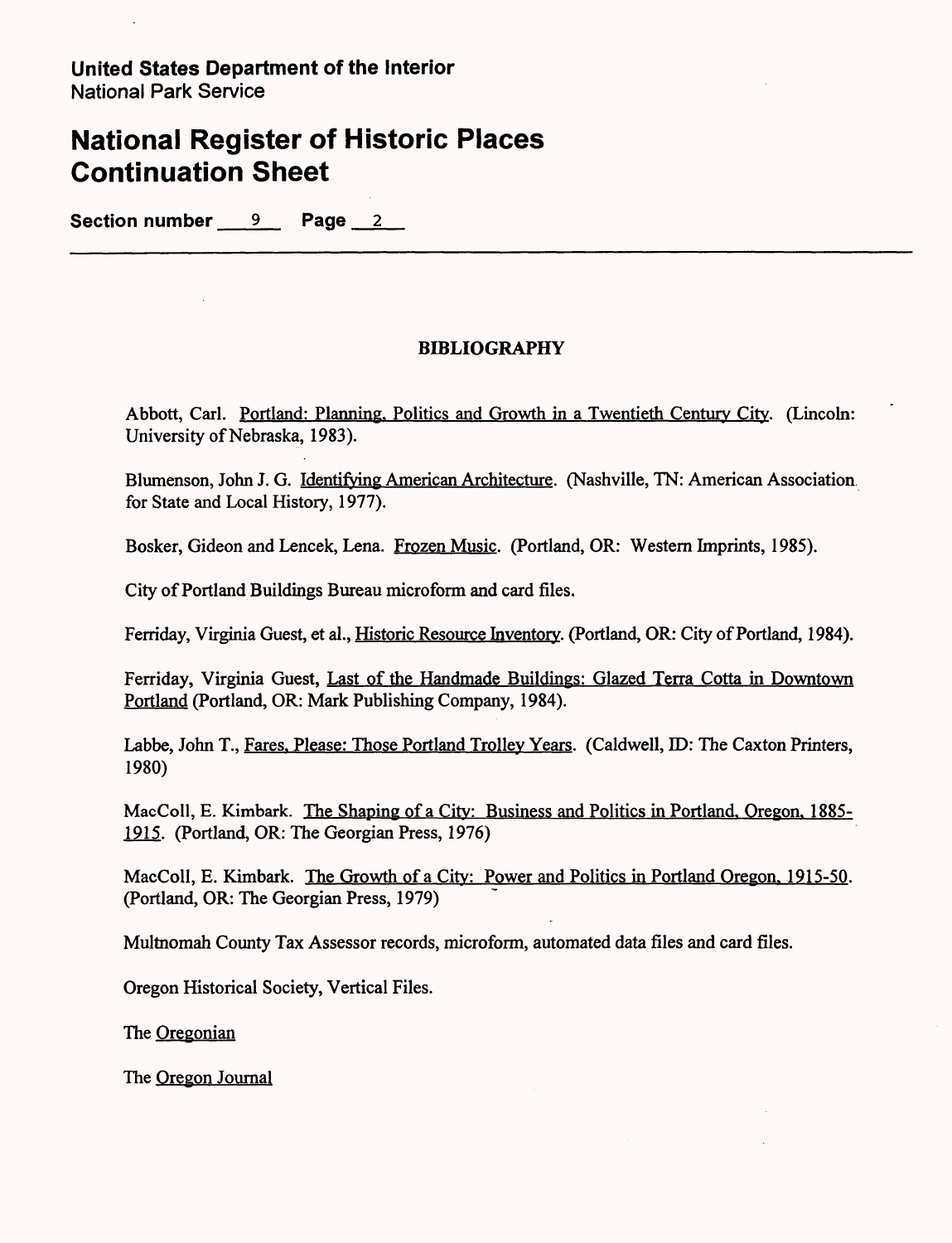# BIBLIOGRAPHY

Abbott, Carl. Portland: Planning, Politics and Growth in a Twentieth Century City. (Lincoln: University of Nebraska, 1983).

Blumenson, John J. G. Identifying American Architecture. (Nashville, TN: American Association for State and Local History, 1977).

Bosker, Gideon and Lencek, Lena. Frozen Music. (Portland, OR: Western Imprints, 1985).

City of Portland Buildings Bureau microform and card files.

Ferriday, Virginia Guest, et al., Historic Resource Inventory. (Portland, OR: City of Portland, 1984).

Ferriday, Virginia Guest, Last of the Handmade Buildings: Glazed Terra Cotta in Downtown Portland (Portland, OR: Mark Publishing Company, 1984).

Labbe, John T., Fares, Please: Those Portland Trolley Years. (Caldwell, ID: The Caxton Printers, 1980)

MacColl, E. Kimbark. The Shaping of a City: Business and Politics in Portland, Oregon, 1885-1915. (Portland, OR: The Georgian Press, 1976)

MacColl, E. Kimbark. The Growth of a City: Power and Politics in Portland Oregon, 1915-50. (Portland, OR: The Georgian Press, 1979)

Multnomah County Tax Assessor records, microform, automated data files and card files.

Oregon Historical Society, Vertical Files.

The Oregonian

The Oregon Journal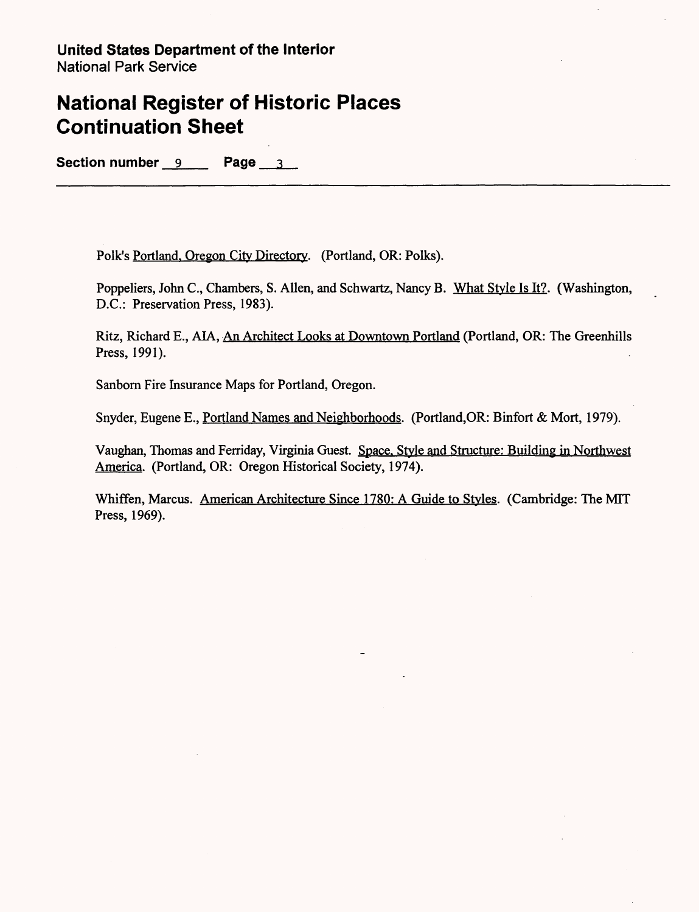**United States Department of the Interior**
National Park Service

# National Register of Historic Places Continuation Sheet

**Section number** 9 **Page** 3

Polk's Portland, Oregon City Directory. (Portland, OR: Polks).

Poppeliers, John C., Chambers, S. Allen, and Schwartz, Nancy B. What Style Is It?. (Washington, D.C.: Preservation Press, 1983).

Ritz, Richard E., AIA, An Architect Looks at Downtown Portland (Portland, OR: The Greenhills Press, 1991).

Sanborn Fire Insurance Maps for Portland, Oregon.

Snyder, Eugene E., Portland Names and Neighborhoods. (Portland,OR: Binfort & Mort, 1979).

Vaughan, Thomas and Ferriday, Virginia Guest. Space, Style and Structure: Building in Northwest America. (Portland, OR: Oregon Historical Society, 1974).

Whiffen, Marcus. American Architecture Since 1780: A Guide to Styles. (Cambridge: The MIT Press, 1969).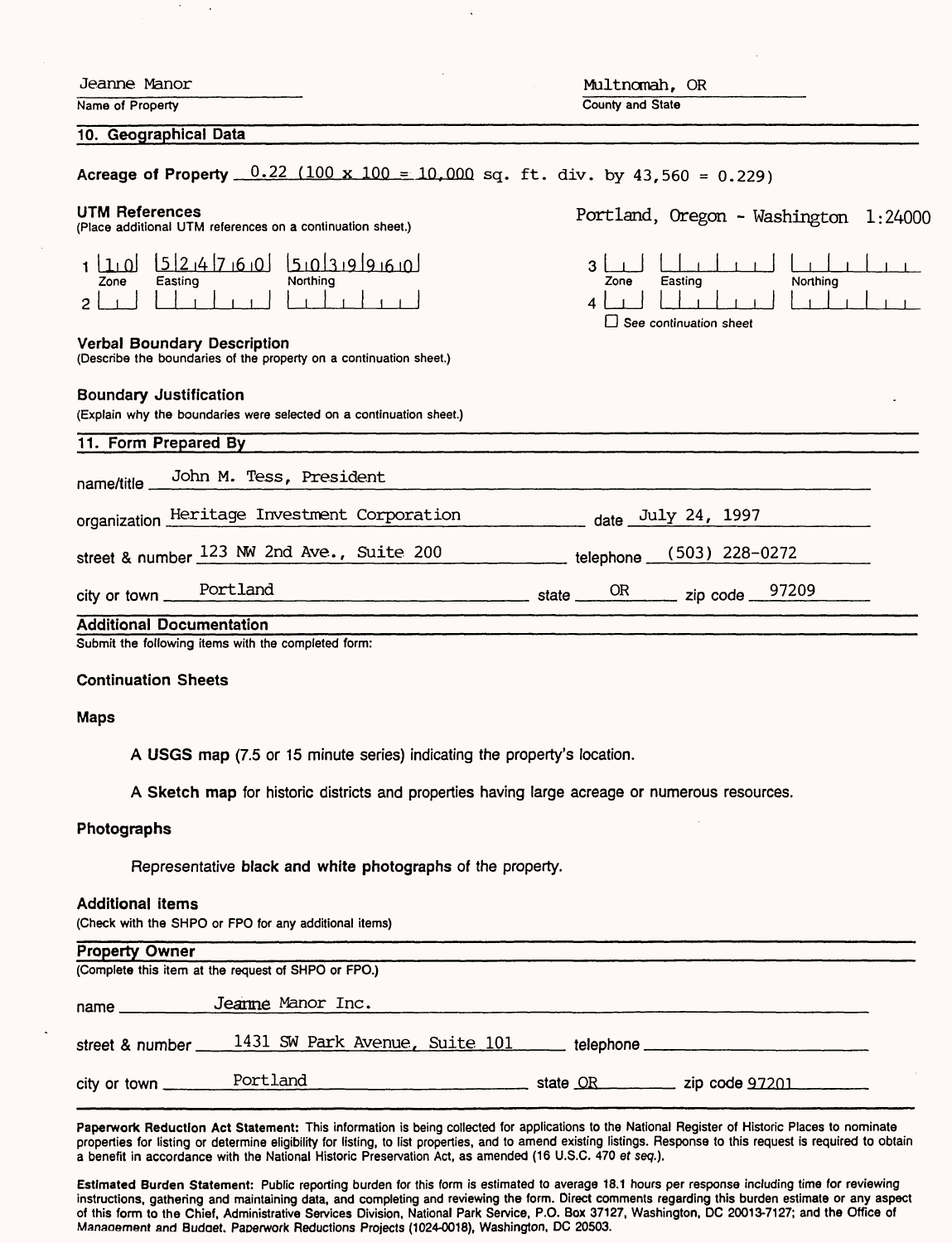Jeanne Manor
Name of Property

Multnomah, OR
County and State

## 10. Geographical Data

**Acreage of Property** 0.22 (100 x 100 = 10,000 sq. ft. div. by 43,560 = 0.229)

**UTM References**
(Place additional UTM references on a continuation sheet.)

Portland, Oregon - Washington 1:24000

| | Zone | Easting | Northing |
|---|---|---|---|
| 1 | 10 | 524760 | 5039960 |
| 2 | | | |
| 3 | | | |
| 4 | | | |

☐ See continuation sheet

**Verbal Boundary Description**
(Describe the boundaries of the property on a continuation sheet.)

**Boundary Justification**
(Explain why the boundaries were selected on a continuation sheet.)

## 11. Form Prepared By

name/title John M. Tess, President

organization Heritage Investment Corporation date July 24, 1997

street & number 123 NW 2nd Ave., Suite 200 telephone (503) 228-0272

city or town Portland state OR zip code 97209

## Additional Documentation

Submit the following items with the completed form:

**Continuation Sheets**

**Maps**

A **USGS map** (7.5 or 15 minute series) indicating the property's location.

A **Sketch map** for historic districts and properties having large acreage or numerous resources.

**Photographs**

Representative **black and white photographs** of the property.

**Additional items**
(Check with the SHPO or FPO for any additional items)

## Property Owner

(Complete this item at the request of SHPO or FPO.)

name Jeanne Manor Inc.

street & number 1431 SW Park Avenue, Suite 101 telephone

city or town Portland state OR zip code 97201

**Paperwork Reduction Act Statement:** This information is being collected for applications to the National Register of Historic Places to nominate properties for listing or determine eligibility for listing, to list properties, and to amend existing listings. Response to this request is required to obtain a benefit in accordance with the National Historic Preservation Act, as amended (16 U.S.C. 470 *et seq.*).

**Estimated Burden Statement:** Public reporting burden for this form is estimated to average 18.1 hours per response including time for reviewing instructions, gathering and maintaining data, and completing and reviewing the form. Direct comments regarding this burden estimate or any aspect of this form to the Chief, Administrative Services Division, National Park Service, P.O. Box 37127, Washington, DC 20013-7127; and the Office of Management and Budget, Paperwork Reductions Projects (1024-0018), Washington, DC 20503.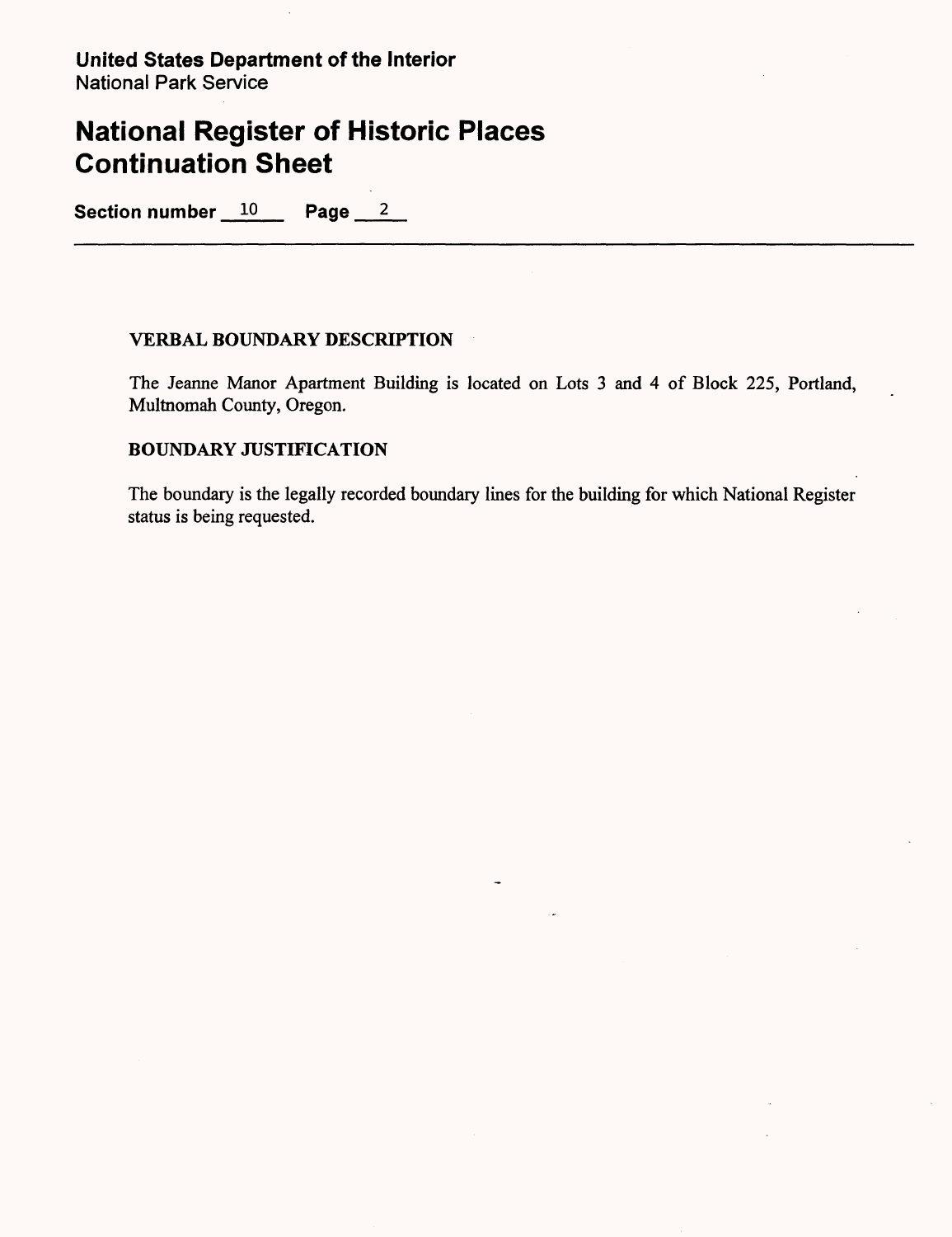**United States Department of the Interior**
National Park Service

# National Register of Historic Places Continuation Sheet

**Section number** 10 **Page** 2

---

## VERBAL BOUNDARY DESCRIPTION

The Jeanne Manor Apartment Building is located on Lots 3 and 4 of Block 225, Portland, Multnomah County, Oregon.

## BOUNDARY JUSTIFICATION

The boundary is the legally recorded boundary lines for the building for which National Register status is being requested.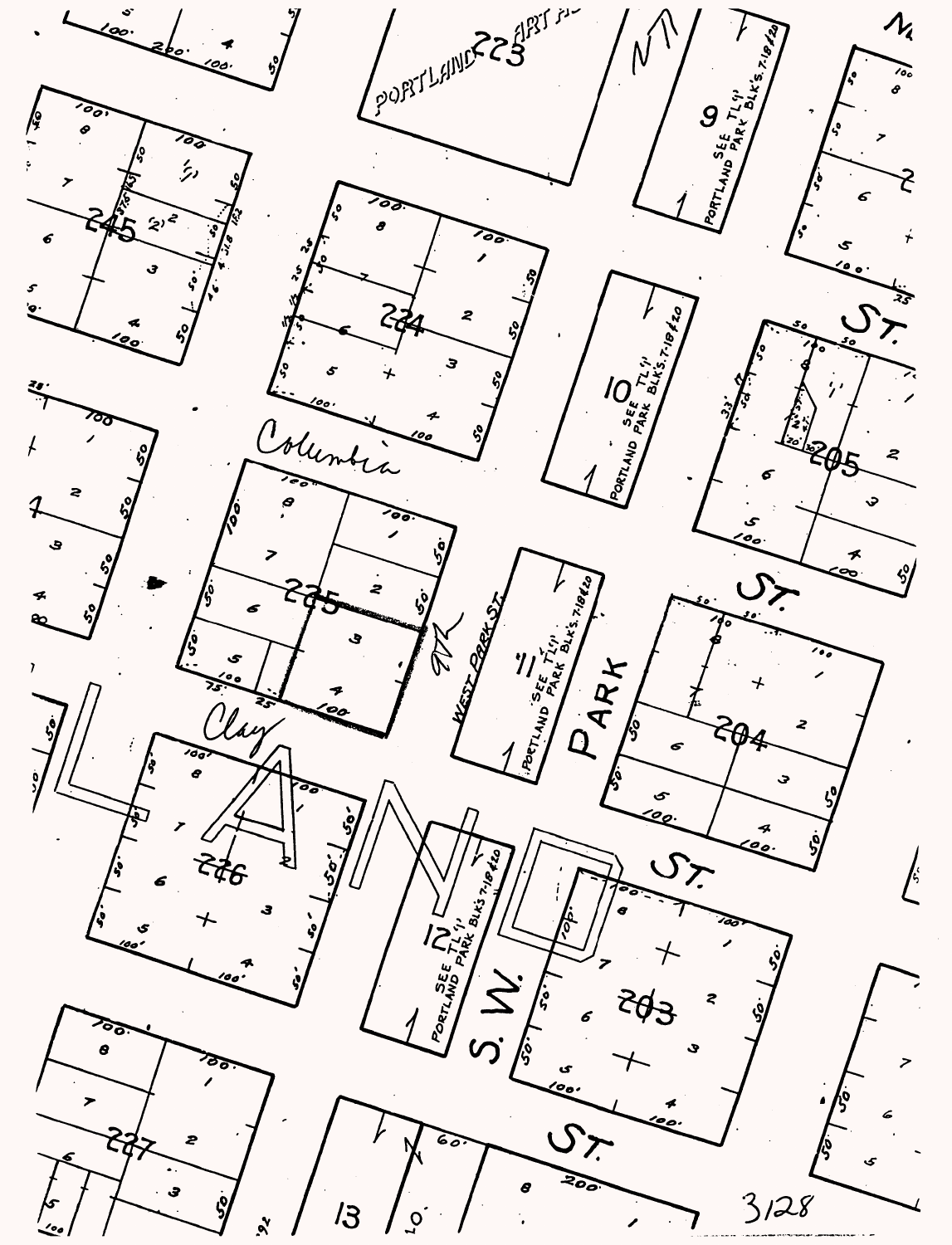PORTLAND ART ASSN. 223

9 SEE TL 1 PORTLAND PARK BLK'S. 7-18 & 20

245

224

10 SEE TL 1 PORTLAND PARK BLK'S. 7-18 & 20

205

Columbia

225

WEST PARK ST.

11 SEE TL 1 PORTLAND PARK BLK'S. 7-18 & 20

PARK

204

ST.

Clay

226

12 SEE TL 1 PORTLAND PARK BLK'S. 7-18 & 20

S.W.

203

ST.

227

13

ST.

3128